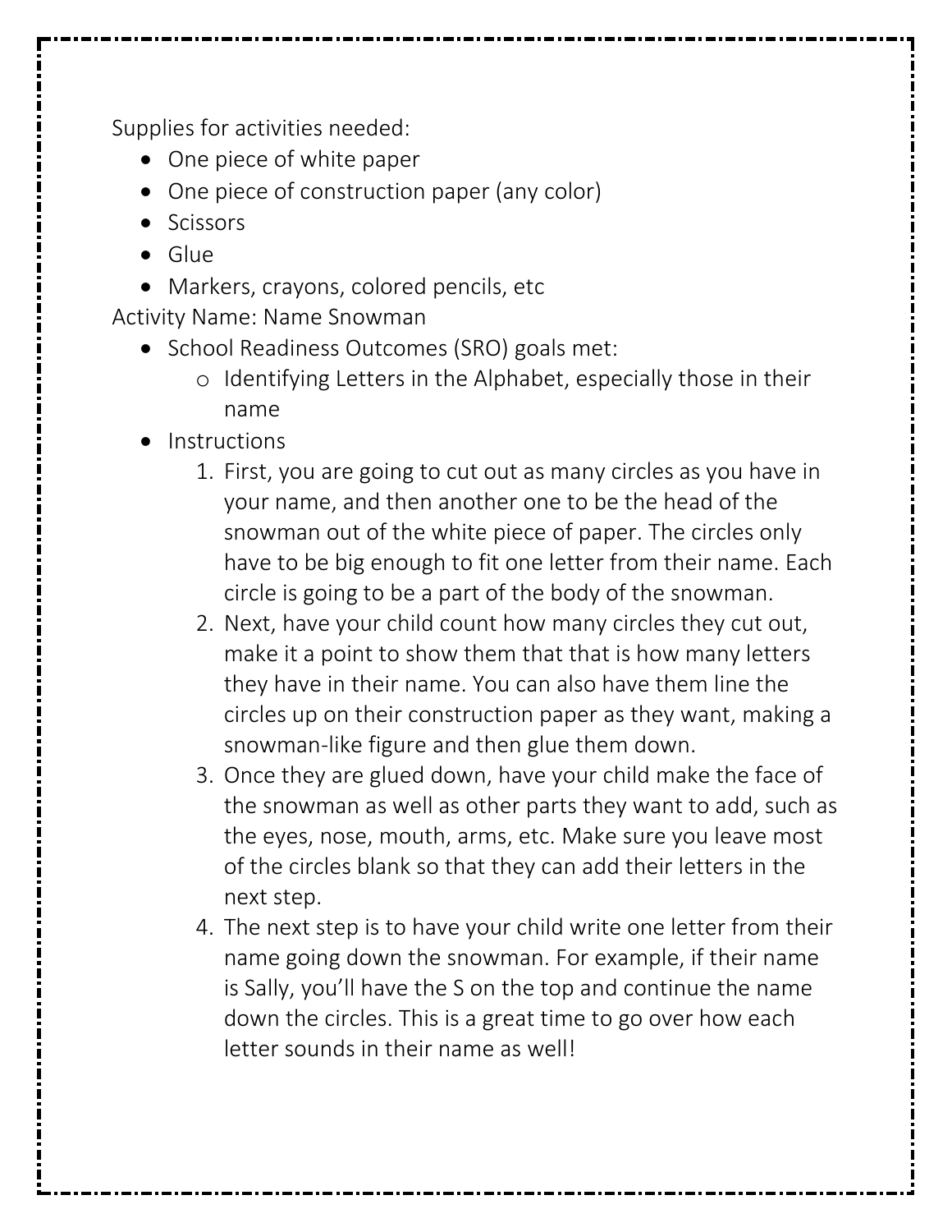Supplies for activities needed:

- One piece of white paper
- One piece of construction paper (any color)
- Scissors
- Glue
- Markers, crayons, colored pencils, etc

Activity Name: Name Snowman

- School Readiness Outcomes (SRO) goals met:
  - Identifying Letters in the Alphabet, especially those in their name
- Instructions
  1. First, you are going to cut out as many circles as you have in your name, and then another one to be the head of the snowman out of the white piece of paper. The circles only have to be big enough to fit one letter from their name. Each circle is going to be a part of the body of the snowman.
  2. Next, have your child count how many circles they cut out, make it a point to show them that that is how many letters they have in their name. You can also have them line the circles up on their construction paper as they want, making a snowman-like figure and then glue them down.
  3. Once they are glued down, have your child make the face of the snowman as well as other parts they want to add, such as the eyes, nose, mouth, arms, etc. Make sure you leave most of the circles blank so that they can add their letters in the next step.
  4. The next step is to have your child write one letter from their name going down the snowman. For example, if their name is Sally, you'll have the S on the top and continue the name down the circles. This is a great time to go over how each letter sounds in their name as well!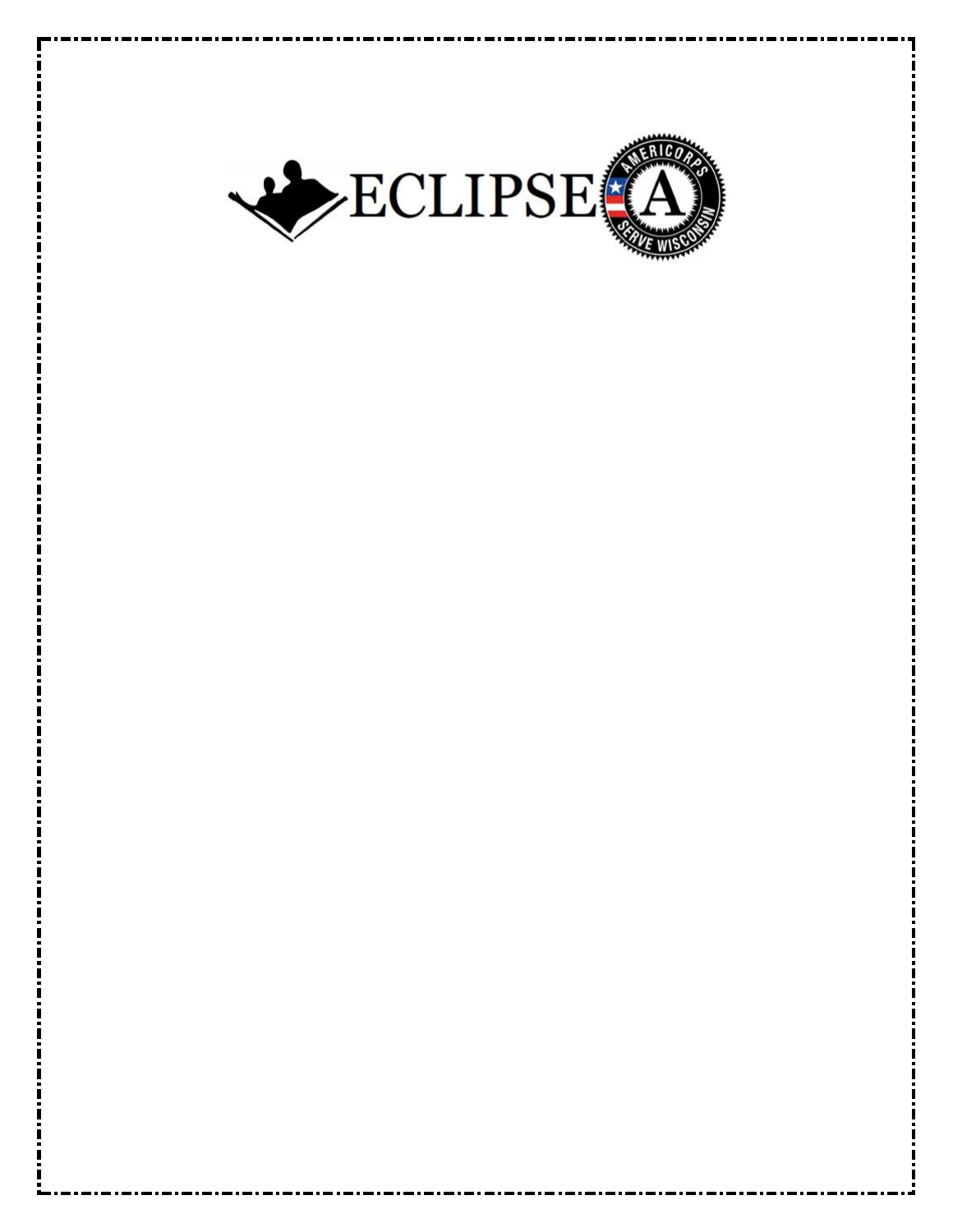ECLIPSE

AMERICORPS

SERVE WISCONSIN